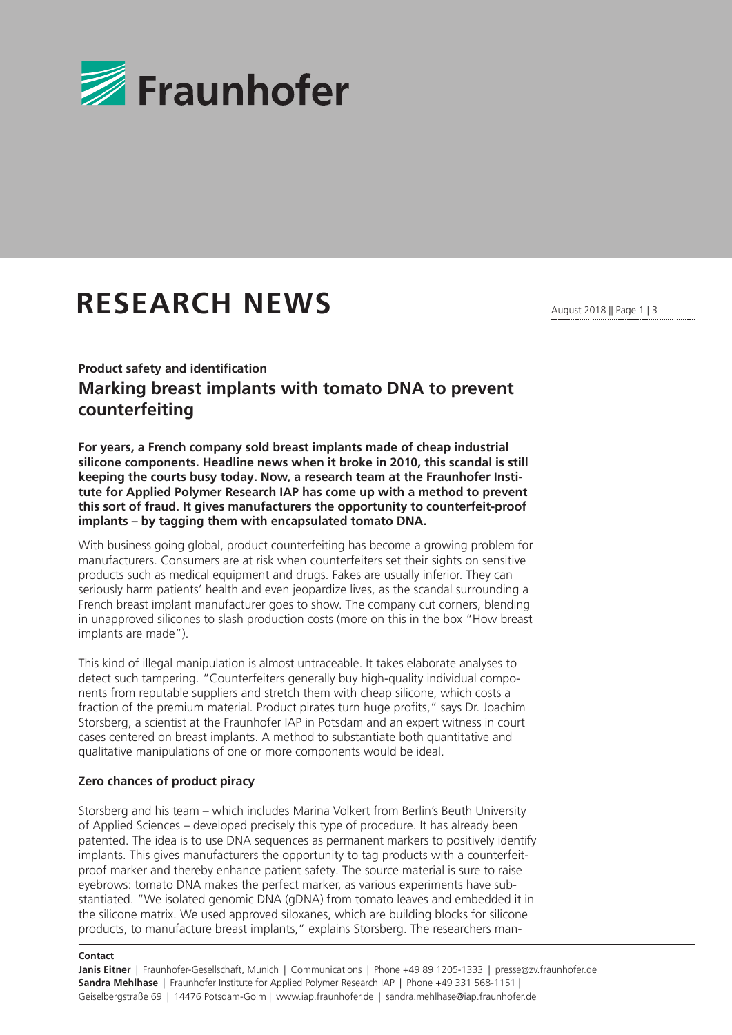Fraunhofer

# RESEARCH NEWS

**Product safety and identification**

## Marking breast implants with tomato DNA to prevent counterfeiting

**For years, a French company sold breast implants made of cheap industrial silicone components. Headline news when it broke in 2010, this scandal is still keeping the courts busy today. Now, a research team at the Fraunhofer Institute for Applied Polymer Research IAP has come up with a method to prevent this sort of fraud. It gives manufacturers the opportunity to counterfeit-proof implants – by tagging them with encapsulated tomato DNA.**

With business going global, product counterfeiting has become a growing problem for manufacturers. Consumers are at risk when counterfeiters set their sights on sensitive products such as medical equipment and drugs. Fakes are usually inferior. They can seriously harm patients' health and even jeopardize lives, as the scandal surrounding a French breast implant manufacturer goes to show. The company cut corners, blending in unapproved silicones to slash production costs (more on this in the box "How breast implants are made").

This kind of illegal manipulation is almost untraceable. It takes elaborate analyses to detect such tampering. "Counterfeiters generally buy high-quality individual components from reputable suppliers and stretch them with cheap silicone, which costs a fraction of the premium material. Product pirates turn huge profits," says Dr. Joachim Storsberg, a scientist at the Fraunhofer IAP in Potsdam and an expert witness in court cases centered on breast implants. A method to substantiate both quantitative and qualitative manipulations of one or more components would be ideal.

### Zero chances of product piracy

Storsberg and his team – which includes Marina Volkert from Berlin's Beuth University of Applied Sciences – developed precisely this type of procedure. It has already been patented. The idea is to use DNA sequences as permanent markers to positively identify implants. This gives manufacturers the opportunity to tag products with a counterfeit-proof marker and thereby enhance patient safety. The source material is sure to raise eyebrows: tomato DNA makes the perfect marker, as various experiments have substantiated. "We isolated genomic DNA (gDNA) from tomato leaves and embedded it in the silicone matrix. We used approved siloxanes, which are building blocks for silicone products, to manufacture breast implants," explains Storsberg. The researchers man-

**Contact**

**Janis Eitner** | Fraunhofer-Gesellschaft, Munich | Communications | Phone +49 89 1205-1333 | presse@zv.fraunhofer.de
**Sandra Mehlhase** | Fraunhofer Institute for Applied Polymer Research IAP | Phone +49 331 568-1151 | Geiselbergstraße 69 | 14476 Potsdam-Golm | www.iap.fraunhofer.de | sandra.mehlhase@iap.fraunhofer.de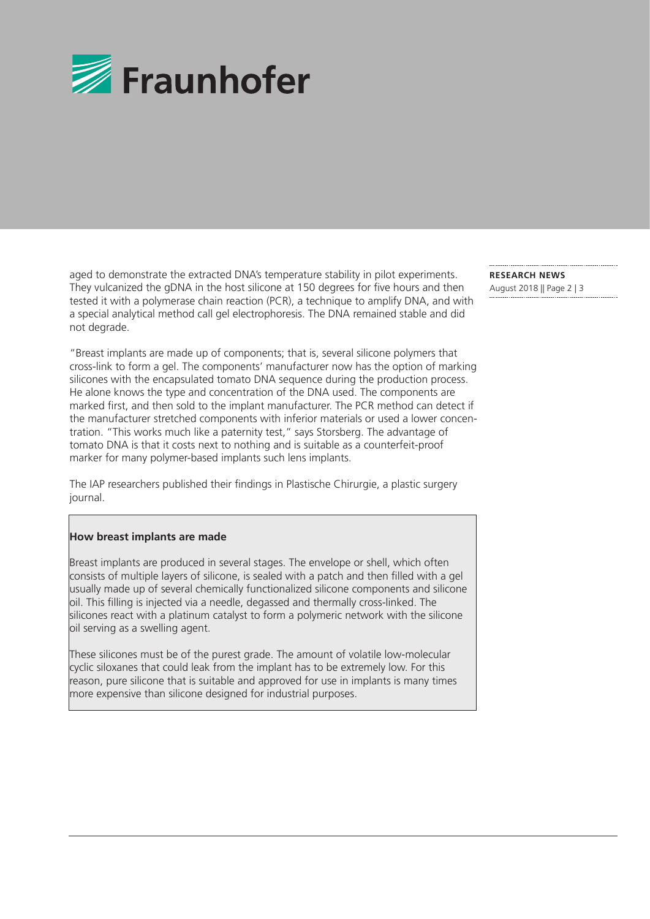aged to demonstrate the extracted DNA's temperature stability in pilot experiments. They vulcanized the gDNA in the host silicone at 150 degrees for five hours and then tested it with a polymerase chain reaction (PCR), a technique to amplify DNA, and with a special analytical method call gel electrophoresis. The DNA remained stable and did not degrade.

"Breast implants are made up of components; that is, several silicone polymers that cross-link to form a gel. The components' manufacturer now has the option of marking silicones with the encapsulated tomato DNA sequence during the production process. He alone knows the type and concentration of the DNA used. The components are marked first, and then sold to the implant manufacturer. The PCR method can detect if the manufacturer stretched components with inferior materials or used a lower concentration. "This works much like a paternity test," says Storsberg. The advantage of tomato DNA is that it costs next to nothing and is suitable as a counterfeit-proof marker for many polymer-based implants such lens implants.

The IAP researchers published their findings in Plastische Chirurgie, a plastic surgery journal.

**How breast implants are made**

Breast implants are produced in several stages. The envelope or shell, which often consists of multiple layers of silicone, is sealed with a patch and then filled with a gel usually made up of several chemically functionalized silicone components and silicone oil. This filling is injected via a needle, degassed and thermally cross-linked. The silicones react with a platinum catalyst to form a polymeric network with the silicone oil serving as a swelling agent.

These silicones must be of the purest grade. The amount of volatile low-molecular cyclic siloxanes that could leak from the implant has to be extremely low. For this reason, pure silicone that is suitable and approved for use in implants is many times more expensive than silicone designed for industrial purposes.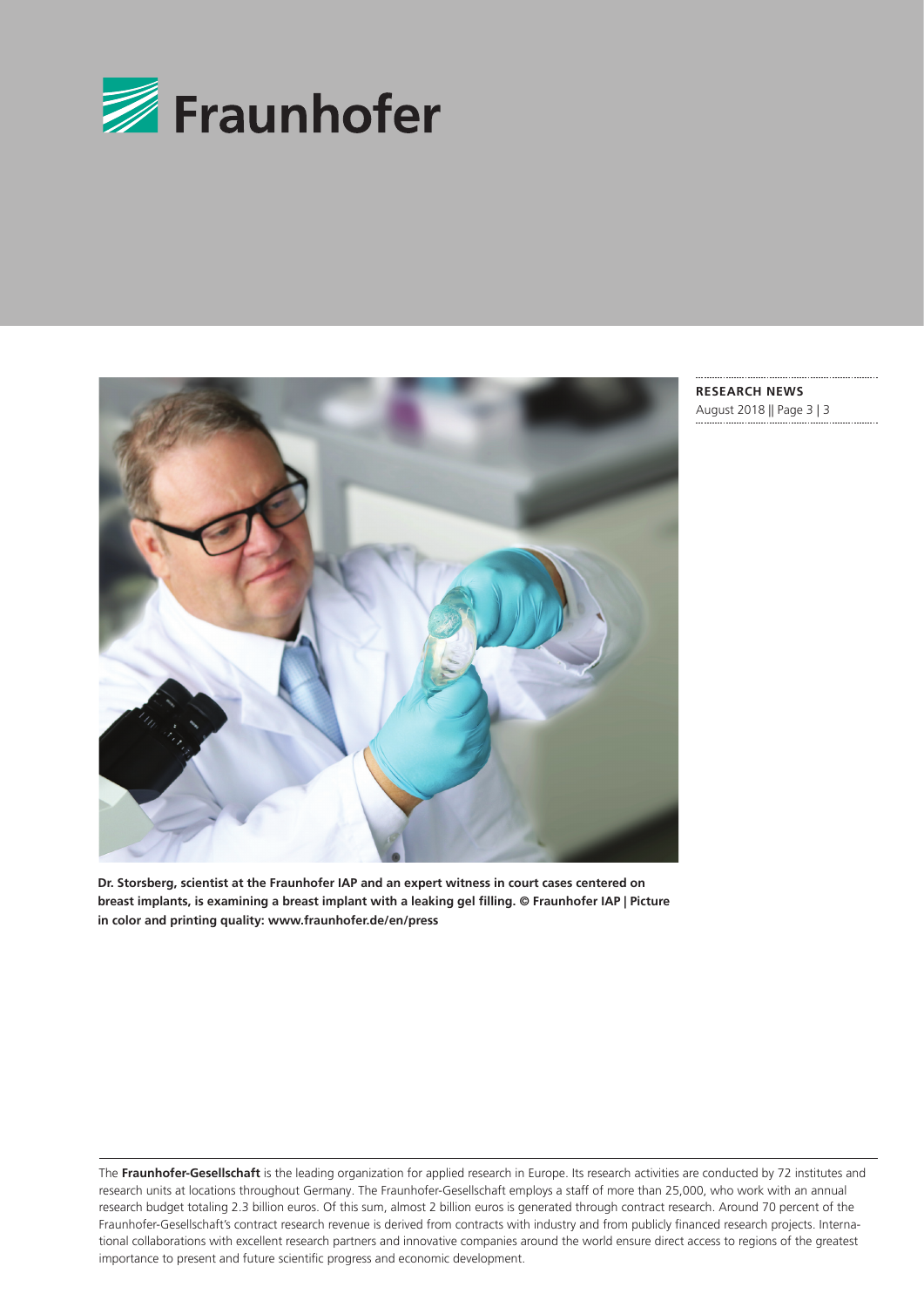Dr. Storsberg, scientist at the Fraunhofer IAP and an expert witness in court cases centered on breast implants, is examining a breast implant with a leaking gel filling. © Fraunhofer IAP | Picture in color and printing quality: www.fraunhofer.de/en/press

The **Fraunhofer-Gesellschaft** is the leading organization for applied research in Europe. Its research activities are conducted by 72 institutes and research units at locations throughout Germany. The Fraunhofer-Gesellschaft employs a staff of more than 25,000, who work with an annual research budget totaling 2.3 billion euros. Of this sum, almost 2 billion euros is generated through contract research. Around 70 percent of the Fraunhofer-Gesellschaft's contract research revenue is derived from contracts with industry and from publicly financed research projects. International collaborations with excellent research partners and innovative companies around the world ensure direct access to regions of the greatest importance to present and future scientific progress and economic development.